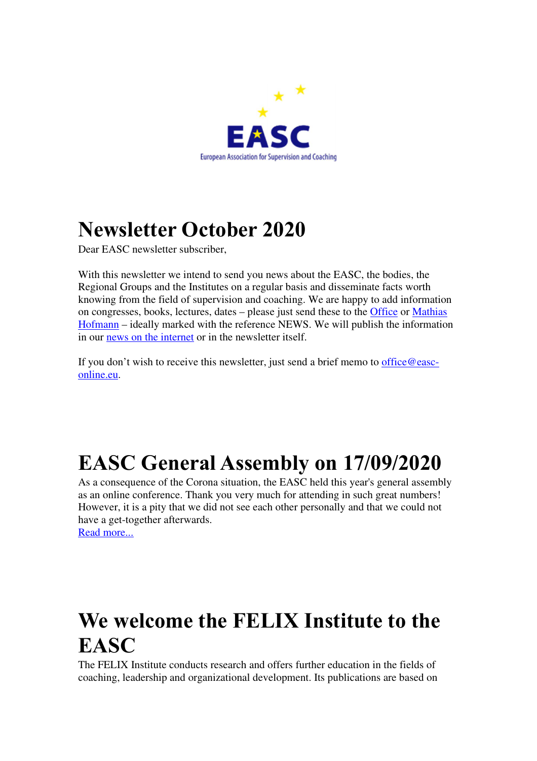# Newsletter October 2020

Dear EASC newsletter subscriber,

With this newsletter we intend to send you news about the EASC, the bodies, the Regional Groups and the Institutes on a regular basis and disseminate facts worth knowing from the field of supervision and coaching. We are happy to add information on congresses, books, lectures, dates – please just send these to the Office or Mathias Hofmann – ideally marked with the reference NEWS. We will publish the information in our news on the internet or in the newsletter itself.

If you don't wish to receive this newsletter, just send a brief memo to office@easc-online.eu.

# EASC General Assembly on 17/09/2020

As a consequence of the Corona situation, the EASC held this year's general assembly as an online conference. Thank you very much for attending in such great numbers! However, it is a pity that we did not see each other personally and that we could not have a get-together afterwards.
Read more...

# We welcome the FELIX Institute to the EASC

The FELIX Institute conducts research and offers further education in the fields of coaching, leadership and organizational development. Its publications are based on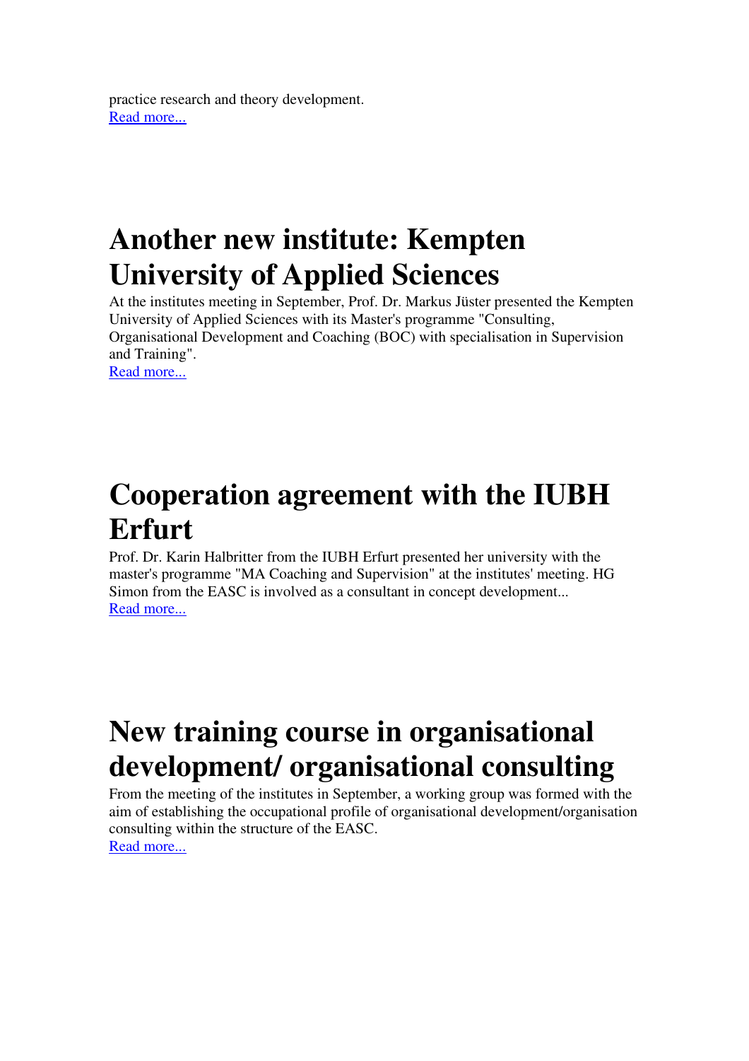practice research and theory development.
Read more...

# Another new institute: Kempten University of Applied Sciences

At the institutes meeting in September, Prof. Dr. Markus Jüster presented the Kempten University of Applied Sciences with its Master's programme "Consulting, Organisational Development and Coaching (BOC) with specialisation in Supervision and Training".
Read more...

# Cooperation agreement with the IUBH Erfurt

Prof. Dr. Karin Halbritter from the IUBH Erfurt presented her university with the master's programme "MA Coaching and Supervision" at the institutes' meeting. HG Simon from the EASC is involved as a consultant in concept development...
Read more...

# New training course in organisational development/ organisational consulting

From the meeting of the institutes in September, a working group was formed with the aim of establishing the occupational profile of organisational development/organisation consulting within the structure of the EASC.
Read more...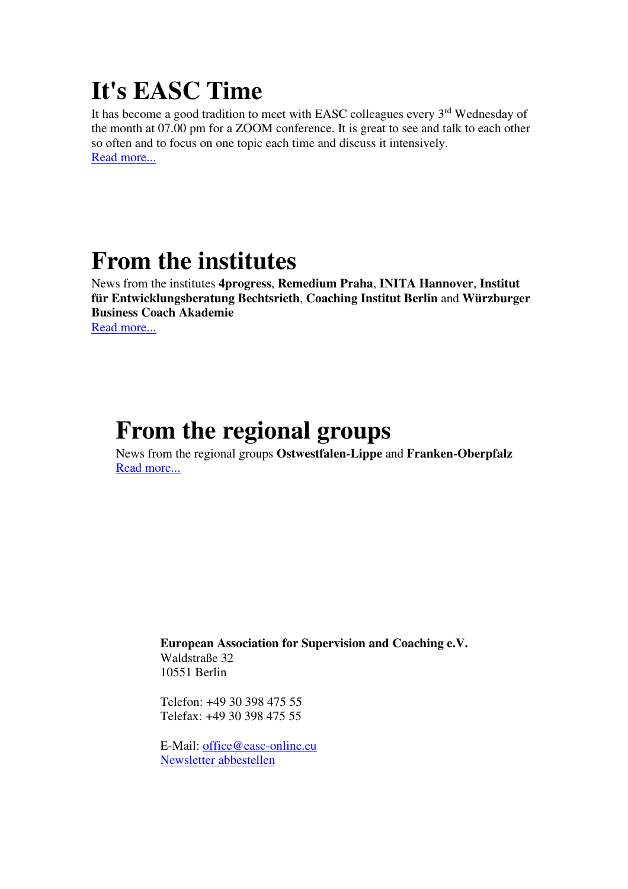# It's EASC Time

It has become a good tradition to meet with EASC colleagues every 3rd Wednesday of the month at 07.00 pm for a ZOOM conference. It is great to see and talk to each other so often and to focus on one topic each time and discuss it intensively.
Read more...

# From the institutes

News from the institutes **4progress**, **Remedium Praha**, **INITA Hannover**, **Institut für Entwicklungsberatung Bechtsrieth**, **Coaching Institut Berlin** and **Würzburger Business Coach Akademie**
Read more...

# From the regional groups

News from the regional groups **Ostwestfalen-Lippe** and **Franken-Oberpfalz**
Read more...

**European Association for Supervision and Coaching e.V.**
Waldstraße 32
10551 Berlin

Telefon: +49 30 398 475 55
Telefax: +49 30 398 475 55

E-Mail: office@easc-online.eu
Newsletter abbestellen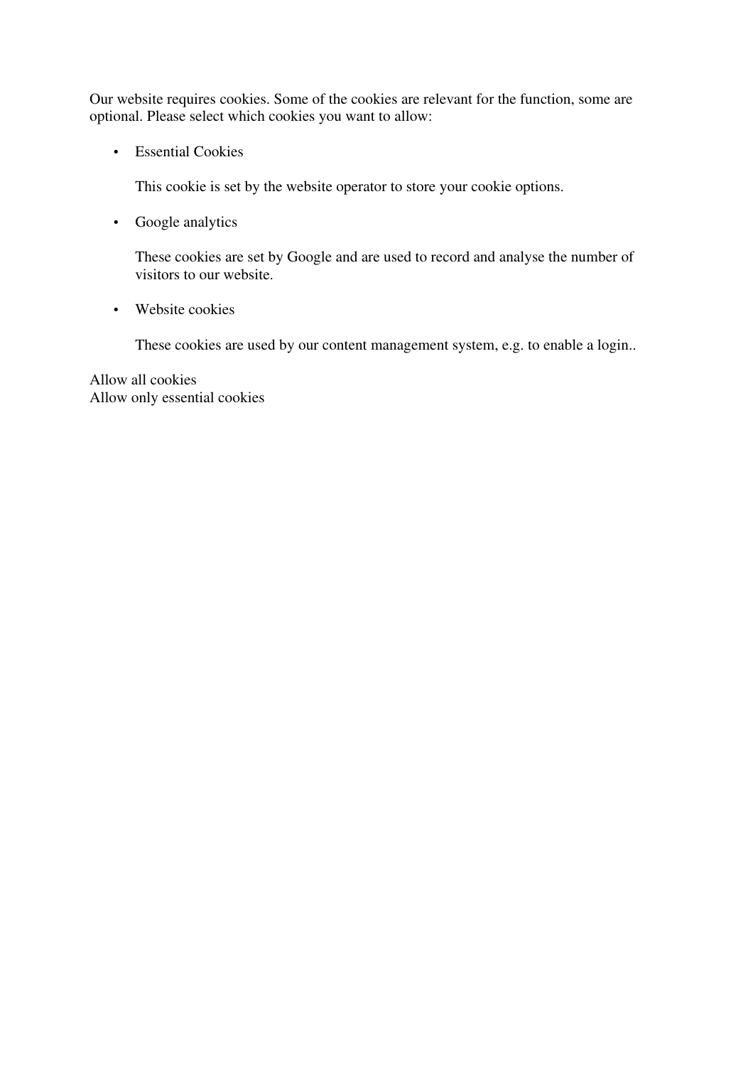Our website requires cookies. Some of the cookies are relevant for the function, some are optional. Please select which cookies you want to allow:

- Essential Cookies

  This cookie is set by the website operator to store your cookie options.

- Google analytics

  These cookies are set by Google and are used to record and analyse the number of visitors to our website.

- Website cookies

  These cookies are used by our content management system, e.g. to enable a login..

Allow all cookies
Allow only essential cookies